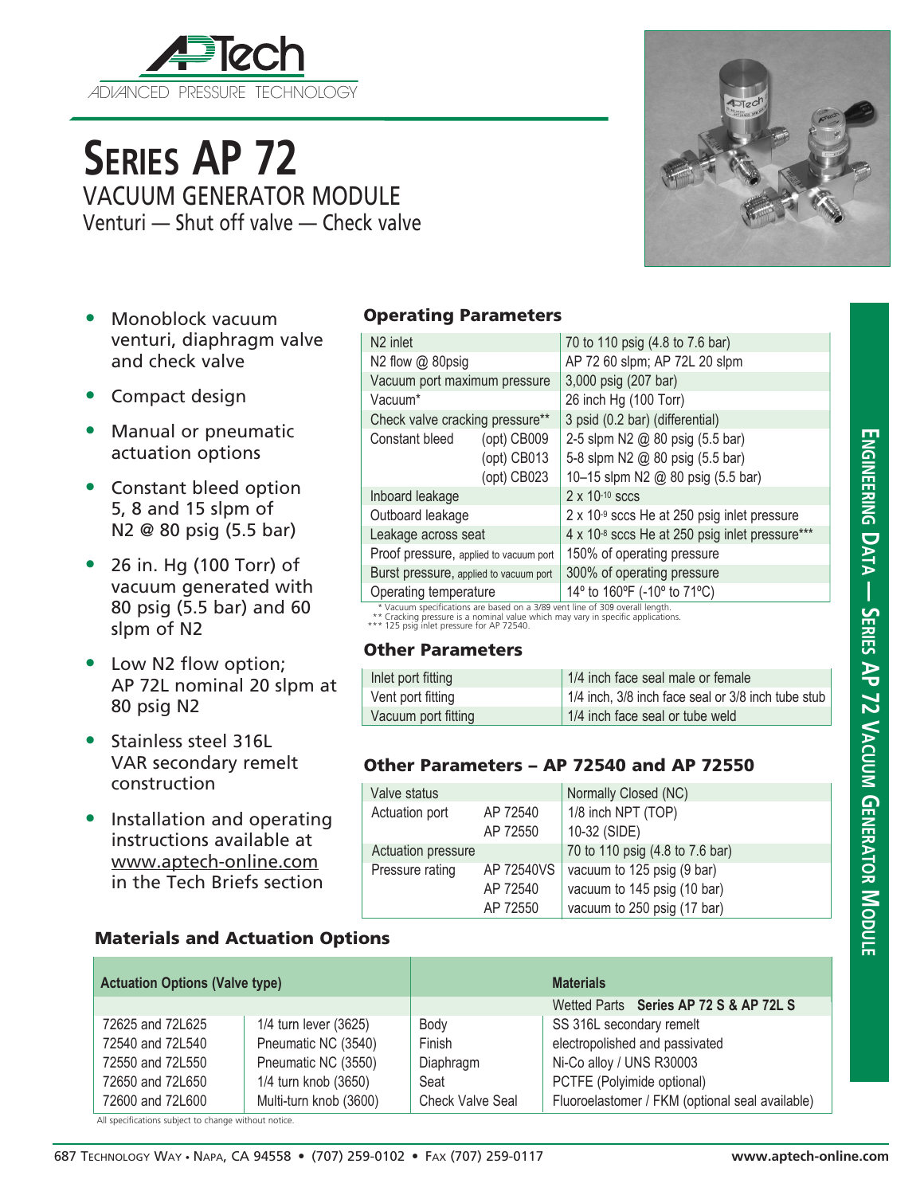# Series AP 72

## VACUUM GENERATOR MODULE

### Venturi — Shut off valve — Check valve

- Monoblock vacuum venturi, diaphragm valve and check valve
- Compact design
- Manual or pneumatic actuation options
- Constant bleed option 5, 8 and 15 slpm of N2 @ 80 psig (5.5 bar)
- 26 in. Hg (100 Torr) of vacuum generated with 80 psig (5.5 bar) and 60 slpm of N2
- Low N2 flow option; AP 72L nominal 20 slpm at 80 psig N2
- Stainless steel 316L VAR secondary remelt construction
- Installation and operating instructions available at www.aptech-online.com in the Tech Briefs section

### Operating Parameters

| Parameter | | Value |
|---|---|---|
| N2 inlet | | 70 to 110 psig (4.8 to 7.6 bar) |
| N2 flow @ 80psig | | AP 72 60 slpm; AP 72L 20 slpm |
| Vacuum port maximum pressure | | 3,000 psig (207 bar) |
| Vacuum* | | 26 inch Hg (100 Torr) |
| Check valve cracking pressure** | | 3 psid (0.2 bar) (differential) |
| Constant bleed | (opt) CB009 | 2-5 slpm N2 @ 80 psig (5.5 bar) |
| | (opt) CB013 | 5-8 slpm N2 @ 80 psig (5.5 bar) |
| | (opt) CB023 | 10–15 slpm N2 @ 80 psig (5.5 bar) |
| Inboard leakage | | $2 \times 10^{-10}$ sccs |
| Outboard leakage | | $2 \times 10^{-9}$ sccs He at 250 psig inlet pressure |
| Leakage across seat | | $4 \times 10^{-8}$ sccs He at 250 psig inlet pressure*** |
| Proof pressure, applied to vacuum port | | 150% of operating pressure |
| Burst pressure, applied to vacuum port | | 300% of operating pressure |
| Operating temperature | | 14º to 160ºF (-10º to 71ºC) |

\* Vacuum specifications are based on a 3/8 vent line of 30 overall length.
\** Cracking pressure is a nominal value which may vary in specific applications.
\*** 125 psig inlet pressure for AP 72540.

### Other Parameters

| Parameter | Value |
|---|---|
| Inlet port fitting | 1/4 inch face seal male or female |
| Vent port fitting | 1/4 inch, 3/8 inch face seal or 3/8 inch tube stub |
| Vacuum port fitting | 1/4 inch face seal or tube weld |

### Other Parameters – AP 72540 and AP 72550

| Parameter | | Value |
|---|---|---|
| Valve status | | Normally Closed (NC) |
| Actuation port | AP 72540 | 1/8 inch NPT (TOP) |
| | AP 72550 | 10-32 (SIDE) |
| Actuation pressure | | 70 to 110 psig (4.8 to 7.6 bar) |
| Pressure rating | AP 72540VS | vacuum to 125 psig (9 bar) |
| | AP 72540 | vacuum to 145 psig (10 bar) |
| | AP 72550 | vacuum to 250 psig (17 bar) |

### Materials and Actuation Options

| Actuation Options (Valve type) | | Materials | |
|---|---|---|---|
| | | Wetted Parts | Series AP 72 S & AP 72L S |
| 72625 and 72L625 | 1/4 turn lever (3625) | Body | SS 316L secondary remelt |
| 72540 and 72L540 | Pneumatic NC (3540) | Finish | electropolished and passivated |
| 72550 and 72L550 | Pneumatic NC (3550) | Diaphragm | Ni-Co alloy / UNS R30003 |
| 72650 and 72L650 | 1/4 turn knob (3650) | Seat | PCTFE (Polyimide optional) |
| 72600 and 72L600 | Multi-turn knob (3600) | Check Valve Seal | Fluoroelastomer / FKM (optional seal available) |

All specifications subject to change without notice.

687 Technology Way • Napa, CA 94558 • (707) 259-0102 • Fax (707) 259-0117 www.aptech-online.com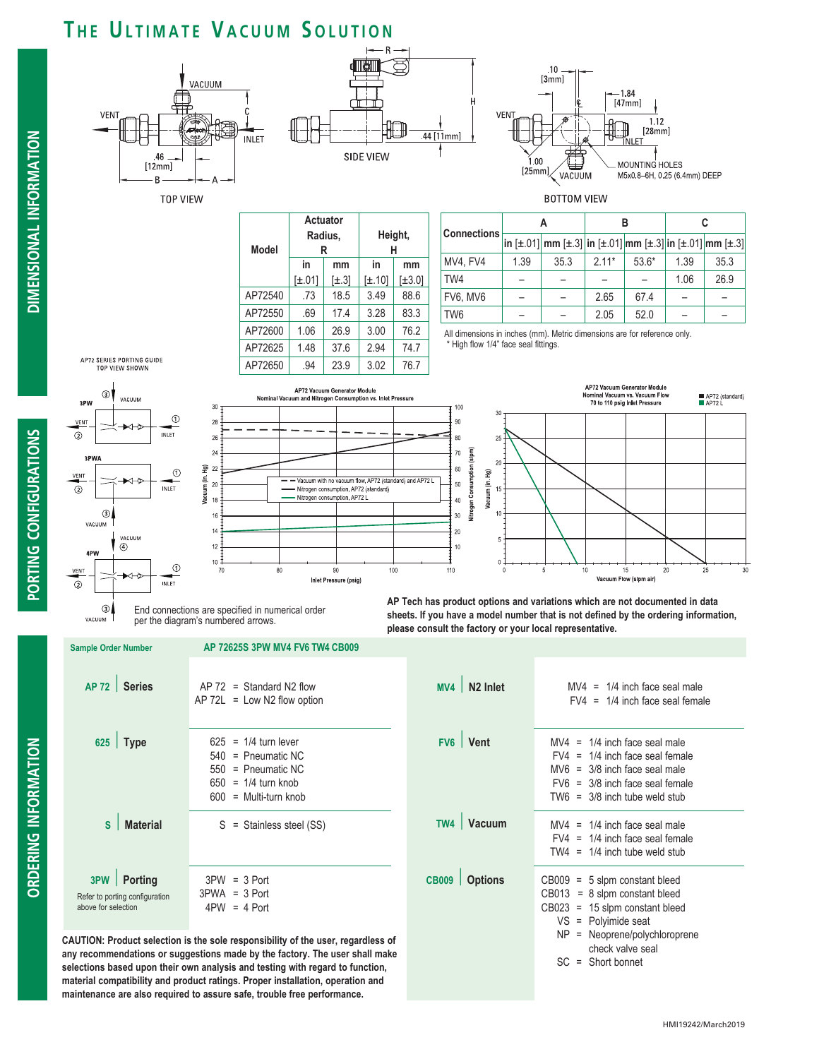# The Ultimate Vacuum Solution

## Dimensional Information

VACUUM
VENT
C
INLET
.46 [12mm]
B
A
TOP VIEW

R
H
.44 [11mm]
SIDE VIEW

.10 [3mm]
1.84 [47mm]
VENT
1.12 [28mm]
INLET
1.00 [25mm]
VACUUM
MOUNTING HOLES M5x0.8–6H, 0.25 (6.4mm) DEEP
BOTTOM VIEW

| Model | Actuator Radius, R | | Height, H | |
|---|---|---|---|---|
| | in [±.01] | mm [±.3] | in [±.10] | mm [±3.0] |
| AP72540 | .73 | 18.5 | 3.49 | 88.6 |
| AP72550 | .69 | 17.4 | 3.28 | 83.3 |
| AP72600 | 1.06 | 26.9 | 3.00 | 76.2 |
| AP72625 | 1.48 | 37.6 | 2.94 | 74.7 |
| AP72650 | .94 | 23.9 | 3.02 | 76.7 |

| Connections | A | | B | | C | |
|---|---|---|---|---|---|---|
| | in [±.01] | mm [±.3] | in [±.01] | mm [±.3] | in [±.01] | mm [±.3] |
| MV4, FV4 | 1.39 | 35.3 | 2.11* | 53.6* | 1.39 | 35.3 |
| TW4 | – | – | – | – | 1.06 | 26.9 |
| FV6, MV6 | – | – | 2.65 | 67.4 | – | – |
| TW6 | – | – | 2.05 | 52.0 | – | – |

All dimensions in inches (mm). Metric dimensions are for reference only.
\* High flow 1/4" face seal fittings.

## Porting Configurations

AP72 SERIES PORTING GUIDE
TOP VIEW SHOWN

3PW: ③ VACUUM, VENT ②, ① INLET
3PWA: VENT ②, ① INLET, ③ VACUUM
4PW: VACUUM ④, VENT ②, ① INLET, ③ VACUUM

End connections are specified in numerical order per the diagram's numbered arrows.

AP72 Vacuum Generator Module
Nominal Vacuum and Nitrogen Consumption vs. Inlet Pressure

Vacuum (in. Hg)
Nitrogen Consumption (slpm)
Inlet Pressure (psig)
Vacuum with no vacuum flow, AP72 (standard) and AP72 L
Nitrogen consumption, AP72 (standard)
Nitrogen consumption, AP72 L

AP72 Vacuum Generator Module
Nominal Vacuum vs. Vacuum Flow
70 to 110 psig Inlet Pressure

AP72 (standard)
AP72 L
Vacuum (in. Hg)
Vacuum Flow (slpm air)

**AP Tech has product options and variations which are not documented in data sheets. If you have a model number that is not defined by the ordering information, please consult the factory or your local representative.**

## Ordering Information

**Sample Order Number** **AP 72625S 3PW MV4 FV6 TW4 CB009**

**AP 72 | Series**
- AP 72 = Standard N2 flow
- AP 72L = Low N2 flow option

**625 | Type**
- 625 = 1/4 turn lever
- 540 = Pneumatic NC
- 550 = Pneumatic NC
- 650 = 1/4 turn knob
- 600 = Multi-turn knob

**S | Material**
- S = Stainless steel (SS)

**3PW | Porting**
Refer to porting configuration above for selection
- 3PW = 3 Port
- 3PWA = 3 Port
- 4PW = 4 Port

**MV4 | N2 Inlet**
- MV4 = 1/4 inch face seal male
- FV4 = 1/4 inch face seal female

**FV6 | Vent**
- MV4 = 1/4 inch face seal male
- FV4 = 1/4 inch face seal female
- MV6 = 3/8 inch face seal male
- FV6 = 3/8 inch face seal female
- TW6 = 3/8 inch tube weld stub

**TW4 | Vacuum**
- MV4 = 1/4 inch face seal male
- FV4 = 1/4 inch face seal female
- TW4 = 1/4 inch tube weld stub

**CB009 | Options**
- CB009 = 5 slpm constant bleed
- CB013 = 8 slpm constant bleed
- CB023 = 15 slpm constant bleed
- VS = Polyimide seat
- NP = Neoprene/polychloroprene check valve seal
- SC = Short bonnet

**CAUTION: Product selection is the sole responsibility of the user, regardless of any recommendations or suggestions made by the factory. The user shall make selections based upon their own analysis and testing with regard to function, material compatibility and product ratings. Proper installation, operation and maintenance are also required to assure safe, trouble free performance.**

HMI19242/March2019